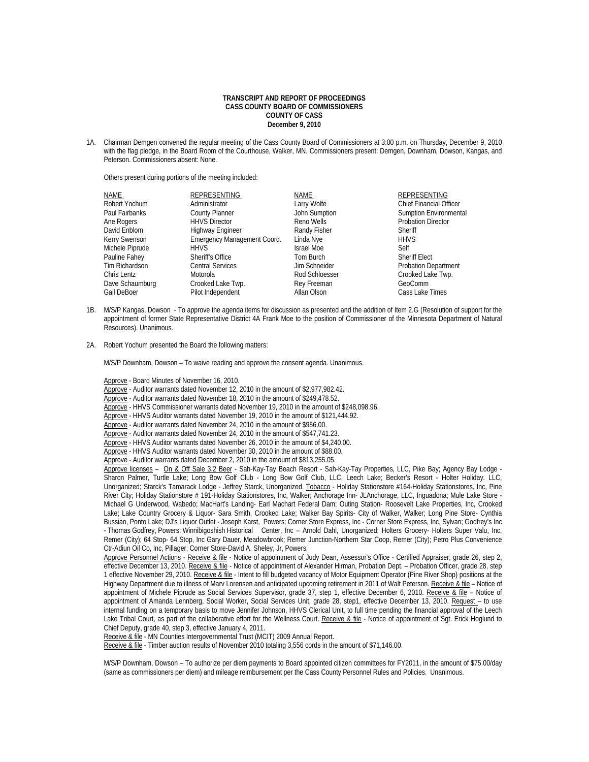**TRANSCRIPT AND REPORT OF PROCEEDINGS**
**CASS COUNTY BOARD OF COMMISSIONERS**
**COUNTY OF CASS**
**December 9, 2010**

1A. Chairman Demgen convened the regular meeting of the Cass County Board of Commissioners at 3:00 p.m. on Thursday, December 9, 2010 with the flag pledge, in the Board Room of the Courthouse, Walker, MN. Commissioners present: Demgen, Downham, Dowson, Kangas, and Peterson. Commissioners absent: None.

Others present during portions of the meeting included:

| NAME | REPRESENTING | NAME | REPRESENTING |
|---|---|---|---|
| Robert Yochum | Administrator | Larry Wolfe | Chief Financial Officer |
| Paul Fairbanks | County Planner | John Sumption | Sumption Environmental |
| Ane Rogers | HHVS Director | Reno Wells | Probation Director |
| David Enblom | Highway Engineer | Randy Fisher | Sheriff |
| Kerry Swenson | Emergency Management Coord. | Linda Nye | HHVS |
| Michele Piprude | HHVS | Israel Moe | Self |
| Pauline Fahey | Sheriff's Office | Tom Burch | Sheriff Elect |
| Tim Richardson | Central Services | Jim Schneider | Probation Department |
| Chris Lentz | Motorola | Rod Schloesser | Crooked Lake Twp. |
| Dave Schaumburg | Crooked Lake Twp. | Rey Freeman | GeoComm |
| Gail DeBoer | Pilot Independent | Allan Olson | Cass Lake Times |

1B. M/S/P Kangas, Dowson - To approve the agenda items for discussion as presented and the addition of Item 2.G (Resolution of support for the appointment of former State Representative District 4A Frank Moe to the position of Commissioner of the Minnesota Department of Natural Resources). Unanimous.

2A. Robert Yochum presented the Board the following matters:

M/S/P Downham, Dowson – To waive reading and approve the consent agenda. Unanimous.

Approve - Board Minutes of November 16, 2010.
Approve - Auditor warrants dated November 12, 2010 in the amount of $2,977,982.42.
Approve - Auditor warrants dated November 18, 2010 in the amount of $249,478.52.
Approve - HHVS Commissioner warrants dated November 19, 2010 in the amount of $248,098.96.
Approve - HHVS Auditor warrants dated November 19, 2010 in the amount of $121,444.92.
Approve - Auditor warrants dated November 24, 2010 in the amount of $956.00.
Approve - Auditor warrants dated November 24, 2010 in the amount of $547,741.23.
Approve - HHVS Auditor warrants dated November 26, 2010 in the amount of $4,240.00.
Approve - HHVS Auditor warrants dated November 30, 2010 in the amount of $88.00.
Approve - Auditor warrants dated December 2, 2010 in the amount of $813,255.05.
Approve licenses – On & Off Sale 3.2 Beer - Sah-Kay-Tay Beach Resort - Sah-Kay-Tay Properties, LLC, Pike Bay; Agency Bay Lodge - Sharon Palmer, Turtle Lake; Long Bow Golf Club - Long Bow Golf Club, LLC, Leech Lake; Becker's Resort - Holter Holiday. LLC, Unorganized; Starck's Tamarack Lodge - Jeffrey Starck, Unorganized. Tobacco - Holiday Stationstore #164-Holiday Stationstores, Inc, Pine River City; Holiday Stationstore # 191-Holiday Stationstores, Inc, Walker; Anchorage Inn- JLAnchorage, LLC, Inguadona; Mule Lake Store - Michael G Underwood, Wabedo; MacHart's Landing- Earl Machart Federal Dam; Outing Station- Roosevelt Lake Properties, Inc, Crooked Lake; Lake Country Grocery & Liquor- Sara Smith, Crooked Lake; Walker Bay Spirits- City of Walker, Walker; Long Pine Store- Cynthia Bussian, Ponto Lake; DJ's Liquor Outlet - Joseph Karst, Powers; Corner Store Express, Inc - Corner Store Express, Inc, Sylvan; Godfrey's Inc - Thomas Godfrey, Powers; Winnibigoshish Historical Center, Inc – Arnold Dahl, Unorganized; Holters Grocery- Holters Super Valu, Inc, Remer (City); 64 Stop- 64 Stop, Inc Gary Dauer, Meadowbrook; Remer Junction-Northern Star Coop, Remer (City); Petro Plus Convenience Ctr-Adiun Oil Co, Inc, Pillager; Corner Store-David A. Sheley, Jr, Powers.
Approve Personnel Actions - Receive & file - Notice of appointment of Judy Dean, Assessor's Office - Certified Appraiser, grade 26, step 2, effective December 13, 2010. Receive & file - Notice of appointment of Alexander Hirman, Probation Dept. – Probation Officer, grade 28, step 1 effective November 29, 2010. Receive & file - Intent to fill budgeted vacancy of Motor Equipment Operator (Pine River Shop) positions at the Highway Department due to illness of Marv Lorensen and anticipated upcoming retirement in 2011 of Walt Peterson. Receive & file – Notice of appointment of Michele Piprude as Social Services Supervisor, grade 37, step 1, effective December 6, 2010. Receive & file – Notice of appointment of Amanda Lennberg, Social Worker, Social Services Unit, grade 28, step1, effective December 13, 2010. Request – to use internal funding on a temporary basis to move Jennifer Johnson, HHVS Clerical Unit, to full time pending the financial approval of the Leech Lake Tribal Court, as part of the collaborative effort for the Wellness Court. Receive & file - Notice of appointment of Sgt. Erick Hoglund to Chief Deputy, grade 40, step 3, effective January 4, 2011.
Receive & file - MN Counties Intergovernmental Trust (MCIT) 2009 Annual Report.
Receive & file - Timber auction results of November 2010 totaling 3,556 cords in the amount of $71,146.00.

M/S/P Downham, Dowson – To authorize per diem payments to Board appointed citizen committees for FY2011, in the amount of $75.00/day (same as commissioners per diem) and mileage reimbursement per the Cass County Personnel Rules and Policies. Unanimous.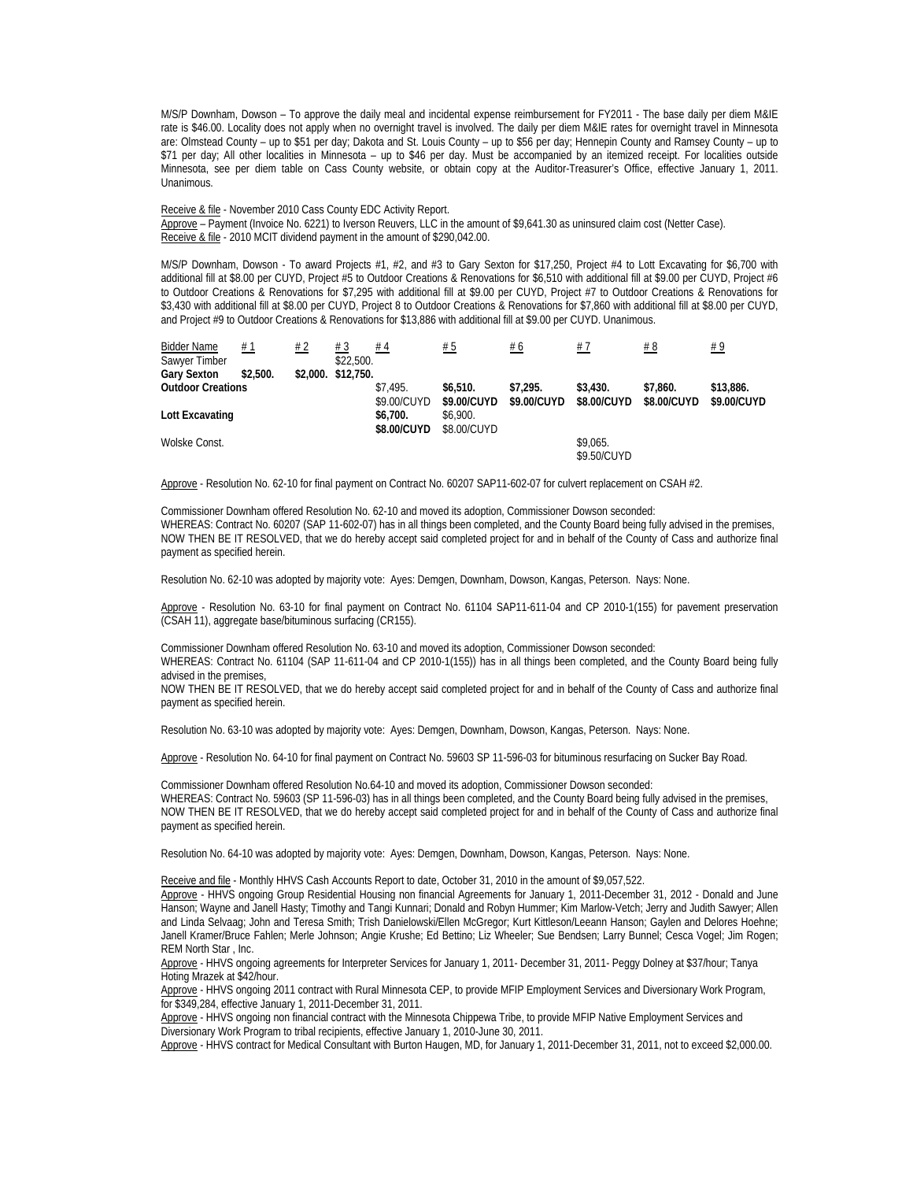M/S/P Downham, Dowson – To approve the daily meal and incidental expense reimbursement for FY2011 - The base daily per diem M&IE rate is $46.00. Locality does not apply when no overnight travel is involved. The daily per diem M&IE rates for overnight travel in Minnesota are: Olmstead County – up to $51 per day; Dakota and St. Louis County – up to $56 per day; Hennepin County and Ramsey County – up to $71 per day; All other localities in Minnesota – up to $46 per day. Must be accompanied by an itemized receipt. For localities outside Minnesota, see per diem table on Cass County website, or obtain copy at the Auditor-Treasurer's Office, effective January 1, 2011. Unanimous.

Receive & file - November 2010 Cass County EDC Activity Report.
Approve – Payment (Invoice No. 6221) to Iverson Reuvers, LLC in the amount of $9,641.30 as uninsured claim cost (Netter Case).
Receive & file - 2010 MCIT dividend payment in the amount of $290,042.00.

M/S/P Downham, Dowson - To award Projects #1, #2, and #3 to Gary Sexton for $17,250, Project #4 to Lott Excavating for $6,700 with additional fill at $8.00 per CUYD, Project #5 to Outdoor Creations & Renovations for $6,510 with additional fill at $9.00 per CUYD, Project #6 to Outdoor Creations & Renovations for $7,295 with additional fill at $9.00 per CUYD, Project #7 to Outdoor Creations & Renovations for $3,430 with additional fill at $8.00 per CUYD, Project 8 to Outdoor Creations & Renovations for $7,860 with additional fill at $8.00 per CUYD, and Project #9 to Outdoor Creations & Renovations for $13,886 with additional fill at $9.00 per CUYD. Unanimous.

| Bidder Name | # 1 | # 2 | # 3 | # 4 | # 5 | # 6 | # 7 | # 8 | # 9 |
|---|---|---|---|---|---|---|---|---|---|
| Sawyer Timber | | | $22,500. | | | | | | |
| **Gary Sexton** | **$2,500.** | **$2,000.** | **$12,750.** | | | | | | |
| **Outdoor Creations** | | | | $7,495.<br>$9.00/CUYD | **$6,510.**<br>**$9.00/CUYD** | **$7,295.**<br>**$9.00/CUYD** | **$3,430.**<br>**$8.00/CUYD** | **$7,860.**<br>**$8.00/CUYD** | **$13,886.**<br>**$9.00/CUYD** |
| **Lott Excavating** | | | | **$6,700.**<br>**$8.00/CUYD** | $6,900.<br>$8.00/CUYD | | | | |
| Wolske Const. | | | | | | | $9,065.<br>$9.50/CUYD | | |

Approve - Resolution No. 62-10 for final payment on Contract No. 60207 SAP11-602-07 for culvert replacement on CSAH #2.

Commissioner Downham offered Resolution No. 62-10 and moved its adoption, Commissioner Dowson seconded:
WHEREAS: Contract No. 60207 (SAP 11-602-07) has in all things been completed, and the County Board being fully advised in the premises,
NOW THEN BE IT RESOLVED, that we do hereby accept said completed project for and in behalf of the County of Cass and authorize final payment as specified herein.

Resolution No. 62-10 was adopted by majority vote: Ayes: Demgen, Downham, Dowson, Kangas, Peterson. Nays: None.

Approve - Resolution No. 63-10 for final payment on Contract No. 61104 SAP11-611-04 and CP 2010-1(155) for pavement preservation (CSAH 11), aggregate base/bituminous surfacing (CR155).

Commissioner Downham offered Resolution No. 63-10 and moved its adoption, Commissioner Dowson seconded:
WHEREAS: Contract No. 61104 (SAP 11-611-04 and CP 2010-1(155)) has in all things been completed, and the County Board being fully advised in the premises,
NOW THEN BE IT RESOLVED, that we do hereby accept said completed project for and in behalf of the County of Cass and authorize final payment as specified herein.

Resolution No. 63-10 was adopted by majority vote: Ayes: Demgen, Downham, Dowson, Kangas, Peterson. Nays: None.

Approve - Resolution No. 64-10 for final payment on Contract No. 59603 SP 11-596-03 for bituminous resurfacing on Sucker Bay Road.

Commissioner Downham offered Resolution No.64-10 and moved its adoption, Commissioner Dowson seconded:
WHEREAS: Contract No. 59603 (SP 11-596-03) has in all things been completed, and the County Board being fully advised in the premises,
NOW THEN BE IT RESOLVED, that we do hereby accept said completed project for and in behalf of the County of Cass and authorize final payment as specified herein.

Resolution No. 64-10 was adopted by majority vote: Ayes: Demgen, Downham, Dowson, Kangas, Peterson. Nays: None.

Receive and file - Monthly HHVS Cash Accounts Report to date, October 31, 2010 in the amount of $9,057,522.
Approve - HHVS ongoing Group Residential Housing non financial Agreements for January 1, 2011-December 31, 2012 - Donald and June Hanson; Wayne and Janell Hasty; Timothy and Tangi Kunnari; Donald and Robyn Hummer; Kim Marlow-Vetch; Jerry and Judith Sawyer; Allen and Linda Selvaag; John and Teresa Smith; Trish Danielowski/Ellen McGregor; Kurt Kittleson/Leeann Hanson; Gaylen and Delores Hoehne; Janell Kramer/Bruce Fahlen; Merle Johnson; Angie Krushe; Ed Bettino; Liz Wheeler; Sue Bendsen; Larry Bunnel; Cesca Vogel; Jim Rogen; REM North Star , Inc.
Approve - HHVS ongoing agreements for Interpreter Services for January 1, 2011- December 31, 2011- Peggy Dolney at $37/hour; Tanya Hoting Mrazek at $42/hour.
Approve - HHVS ongoing 2011 contract with Rural Minnesota CEP, to provide MFIP Employment Services and Diversionary Work Program, for $349,284, effective January 1, 2011-December 31, 2011.
Approve - HHVS ongoing non financial contract with the Minnesota Chippewa Tribe, to provide MFIP Native Employment Services and Diversionary Work Program to tribal recipients, effective January 1, 2010-June 30, 2011.
Approve - HHVS contract for Medical Consultant with Burton Haugen, MD, for January 1, 2011-December 31, 2011, not to exceed $2,000.00.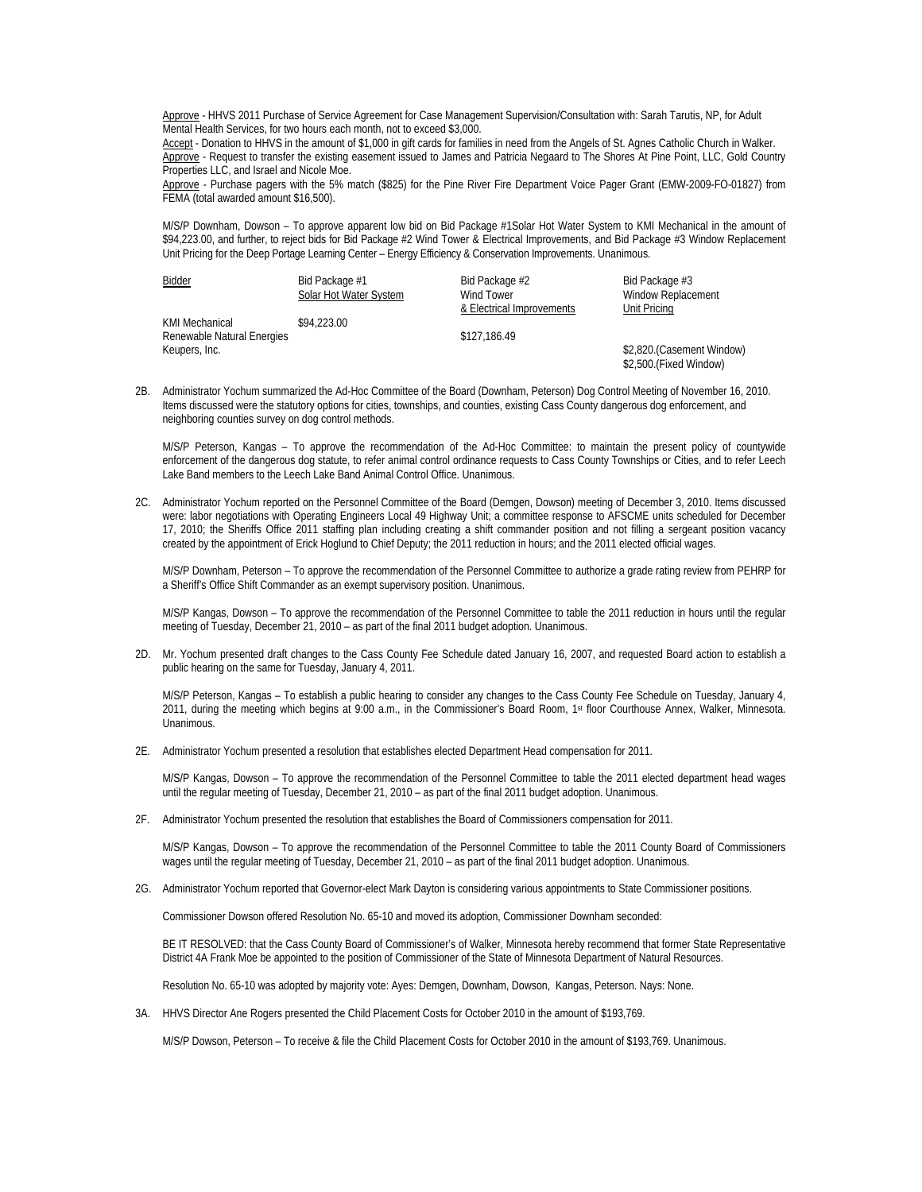Approve - HHVS 2011 Purchase of Service Agreement for Case Management Supervision/Consultation with: Sarah Tarutis, NP, for Adult Mental Health Services, for two hours each month, not to exceed $3,000.

Accept - Donation to HHVS in the amount of $1,000 in gift cards for families in need from the Angels of St. Agnes Catholic Church in Walker.

Approve - Request to transfer the existing easement issued to James and Patricia Negaard to The Shores At Pine Point, LLC, Gold Country Properties LLC, and Israel and Nicole Moe.

Approve - Purchase pagers with the 5% match ($825) for the Pine River Fire Department Voice Pager Grant (EMW-2009-FO-01827) from FEMA (total awarded amount $16,500).

M/S/P Downham, Dowson – To approve apparent low bid on Bid Package #1Solar Hot Water System to KMI Mechanical in the amount of $94,223.00, and further, to reject bids for Bid Package #2 Wind Tower & Electrical Improvements, and Bid Package #3 Window Replacement Unit Pricing for the Deep Portage Learning Center – Energy Efficiency & Conservation Improvements. Unanimous.

| Bidder | Bid Package #1 Solar Hot Water System | Bid Package #2 Wind Tower & Electrical Improvements | Bid Package #3 Window Replacement Unit Pricing |
|---|---|---|---|
| KMI Mechanical | $94,223.00 | | |
| Renewable Natural Energies | | $127,186.49 | |
| Keupers, Inc. | | | $2,820.(Casement Window) $2,500.(Fixed Window) |

2B. Administrator Yochum summarized the Ad-Hoc Committee of the Board (Downham, Peterson) Dog Control Meeting of November 16, 2010. Items discussed were the statutory options for cities, townships, and counties, existing Cass County dangerous dog enforcement, and neighboring counties survey on dog control methods.

M/S/P Peterson, Kangas – To approve the recommendation of the Ad-Hoc Committee: to maintain the present policy of countywide enforcement of the dangerous dog statute, to refer animal control ordinance requests to Cass County Townships or Cities, and to refer Leech Lake Band members to the Leech Lake Band Animal Control Office. Unanimous.

2C. Administrator Yochum reported on the Personnel Committee of the Board (Demgen, Dowson) meeting of December 3, 2010. Items discussed were: labor negotiations with Operating Engineers Local 49 Highway Unit; a committee response to AFSCME units scheduled for December 17, 2010; the Sheriffs Office 2011 staffing plan including creating a shift commander position and not filling a sergeant position vacancy created by the appointment of Erick Hoglund to Chief Deputy; the 2011 reduction in hours; and the 2011 elected official wages.

M/S/P Downham, Peterson – To approve the recommendation of the Personnel Committee to authorize a grade rating review from PEHRP for a Sheriff's Office Shift Commander as an exempt supervisory position. Unanimous.

M/S/P Kangas, Dowson – To approve the recommendation of the Personnel Committee to table the 2011 reduction in hours until the regular meeting of Tuesday, December 21, 2010 – as part of the final 2011 budget adoption. Unanimous.

2D. Mr. Yochum presented draft changes to the Cass County Fee Schedule dated January 16, 2007, and requested Board action to establish a public hearing on the same for Tuesday, January 4, 2011.

M/S/P Peterson, Kangas – To establish a public hearing to consider any changes to the Cass County Fee Schedule on Tuesday, January 4, 2011, during the meeting which begins at 9:00 a.m., in the Commissioner's Board Room, 1st floor Courthouse Annex, Walker, Minnesota. Unanimous.

2E. Administrator Yochum presented a resolution that establishes elected Department Head compensation for 2011.

M/S/P Kangas, Dowson – To approve the recommendation of the Personnel Committee to table the 2011 elected department head wages until the regular meeting of Tuesday, December 21, 2010 – as part of the final 2011 budget adoption. Unanimous.

2F. Administrator Yochum presented the resolution that establishes the Board of Commissioners compensation for 2011.

M/S/P Kangas, Dowson – To approve the recommendation of the Personnel Committee to table the 2011 County Board of Commissioners wages until the regular meeting of Tuesday, December 21, 2010 – as part of the final 2011 budget adoption. Unanimous.

2G. Administrator Yochum reported that Governor-elect Mark Dayton is considering various appointments to State Commissioner positions.

Commissioner Dowson offered Resolution No. 65-10 and moved its adoption, Commissioner Downham seconded:

BE IT RESOLVED: that the Cass County Board of Commissioner's of Walker, Minnesota hereby recommend that former State Representative District 4A Frank Moe be appointed to the position of Commissioner of the State of Minnesota Department of Natural Resources.

Resolution No. 65-10 was adopted by majority vote: Ayes: Demgen, Downham, Dowson, Kangas, Peterson. Nays: None.

3A. HHVS Director Ane Rogers presented the Child Placement Costs for October 2010 in the amount of $193,769.

M/S/P Dowson, Peterson – To receive & file the Child Placement Costs for October 2010 in the amount of $193,769. Unanimous.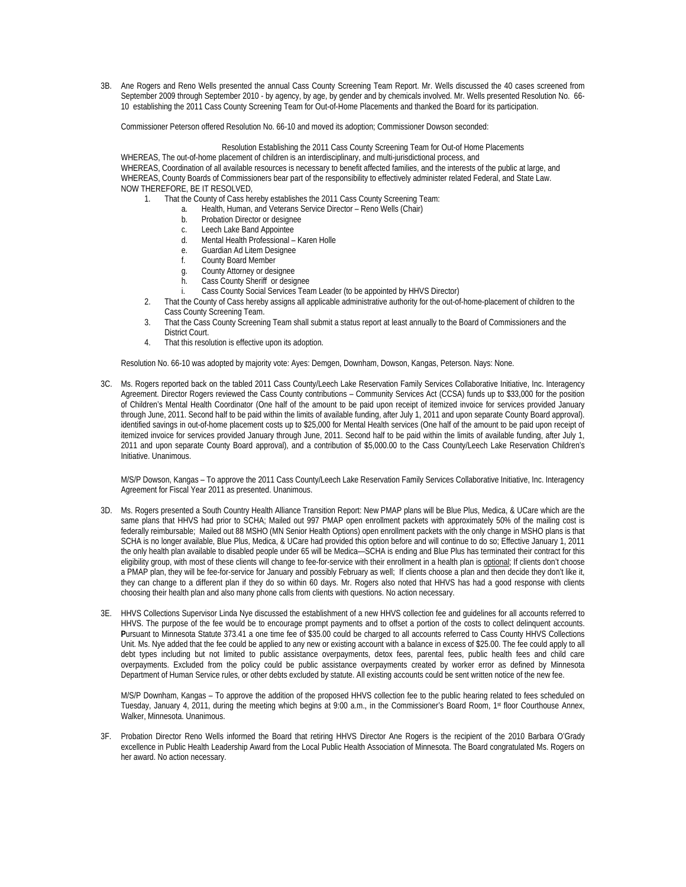3B. Ane Rogers and Reno Wells presented the annual Cass County Screening Team Report. Mr. Wells discussed the 40 cases screened from September 2009 through September 2010 - by agency, by age, by gender and by chemicals involved. Mr. Wells presented Resolution No. 66-10 establishing the 2011 Cass County Screening Team for Out-of-Home Placements and thanked the Board for its participation.

Commissioner Peterson offered Resolution No. 66-10 and moved its adoption; Commissioner Dowson seconded:

Resolution Establishing the 2011 Cass County Screening Team for Out-of Home Placements

WHEREAS, The out-of-home placement of children is an interdisciplinary, and multi-jurisdictional process, and
WHEREAS, Coordination of all available resources is necessary to benefit affected families, and the interests of the public at large, and
WHEREAS, County Boards of Commissioners bear part of the responsibility to effectively administer related Federal, and State Law.
NOW THEREFORE, BE IT RESOLVED,

1. That the County of Cass hereby establishes the 2011 Cass County Screening Team:
   a. Health, Human, and Veterans Service Director – Reno Wells (Chair)
   b. Probation Director or designee
   c. Leech Lake Band Appointee
   d. Mental Health Professional – Karen Holle
   e. Guardian Ad Litem Designee
   f. County Board Member
   g. County Attorney or designee
   h. Cass County Sheriff or designee
   i. Cass County Social Services Team Leader (to be appointed by HHVS Director)
2. That the County of Cass hereby assigns all applicable administrative authority for the out-of-home-placement of children to the Cass County Screening Team.
3. That the Cass County Screening Team shall submit a status report at least annually to the Board of Commissioners and the District Court.
4. That this resolution is effective upon its adoption.

Resolution No. 66-10 was adopted by majority vote: Ayes: Demgen, Downham, Dowson, Kangas, Peterson. Nays: None.

3C. Ms. Rogers reported back on the tabled 2011 Cass County/Leech Lake Reservation Family Services Collaborative Initiative, Inc. Interagency Agreement. Director Rogers reviewed the Cass County contributions – Community Services Act (CCSA) funds up to $33,000 for the position of Children's Mental Health Coordinator (One half of the amount to be paid upon receipt of itemized invoice for services provided January through June, 2011. Second half to be paid within the limits of available funding, after July 1, 2011 and upon separate County Board approval). identified savings in out-of-home placement costs up to $25,000 for Mental Health services (One half of the amount to be paid upon receipt of itemized invoice for services provided January through June, 2011. Second half to be paid within the limits of available funding, after July 1, 2011 and upon separate County Board approval), and a contribution of $5,000.00 to the Cass County/Leech Lake Reservation Children's Initiative. Unanimous.

M/S/P Dowson, Kangas – To approve the 2011 Cass County/Leech Lake Reservation Family Services Collaborative Initiative, Inc. Interagency Agreement for Fiscal Year 2011 as presented. Unanimous.

3D. Ms. Rogers presented a South Country Health Alliance Transition Report: New PMAP plans will be Blue Plus, Medica, & UCare which are the same plans that HHVS had prior to SCHA; Mailed out 997 PMAP open enrollment packets with approximately 50% of the mailing cost is federally reimbursable; Mailed out 88 MSHO (MN Senior Health Options) open enrollment packets with the only change in MSHO plans is that SCHA is no longer available, Blue Plus, Medica, & UCare had provided this option before and will continue to do so; Effective January 1, 2011 the only health plan available to disabled people under 65 will be Medica—SCHA is ending and Blue Plus has terminated their contract for this eligibility group, with most of these clients will change to fee-for-service with their enrollment in a health plan is optional; If clients don't choose a PMAP plan, they will be fee-for-service for January and possibly February as well; If clients choose a plan and then decide they don't like it, they can change to a different plan if they do so within 60 days. Mr. Rogers also noted that HHVS has had a good response with clients choosing their health plan and also many phone calls from clients with questions. No action necessary.

3E. HHVS Collections Supervisor Linda Nye discussed the establishment of a new HHVS collection fee and guidelines for all accounts referred to HHVS. The purpose of the fee would be to encourage prompt payments and to offset a portion of the costs to collect delinquent accounts. **P**ursuant to Minnesota Statute 373.41 a one time fee of $35.00 could be charged to all accounts referred to Cass County HHVS Collections Unit. Ms. Nye added that the fee could be applied to any new or existing account with a balance in excess of $25.00. The fee could apply to all debt types including but not limited to public assistance overpayments, detox fees, parental fees, public health fees and child care overpayments. Excluded from the policy could be public assistance overpayments created by worker error as defined by Minnesota Department of Human Service rules, or other debts excluded by statute. All existing accounts could be sent written notice of the new fee.

M/S/P Downham, Kangas – To approve the addition of the proposed HHVS collection fee to the public hearing related to fees scheduled on Tuesday, January 4, 2011, during the meeting which begins at 9:00 a.m., in the Commissioner's Board Room, 1st floor Courthouse Annex, Walker, Minnesota. Unanimous.

3F. Probation Director Reno Wells informed the Board that retiring HHVS Director Ane Rogers is the recipient of the 2010 Barbara O'Grady excellence in Public Health Leadership Award from the Local Public Health Association of Minnesota. The Board congratulated Ms. Rogers on her award. No action necessary.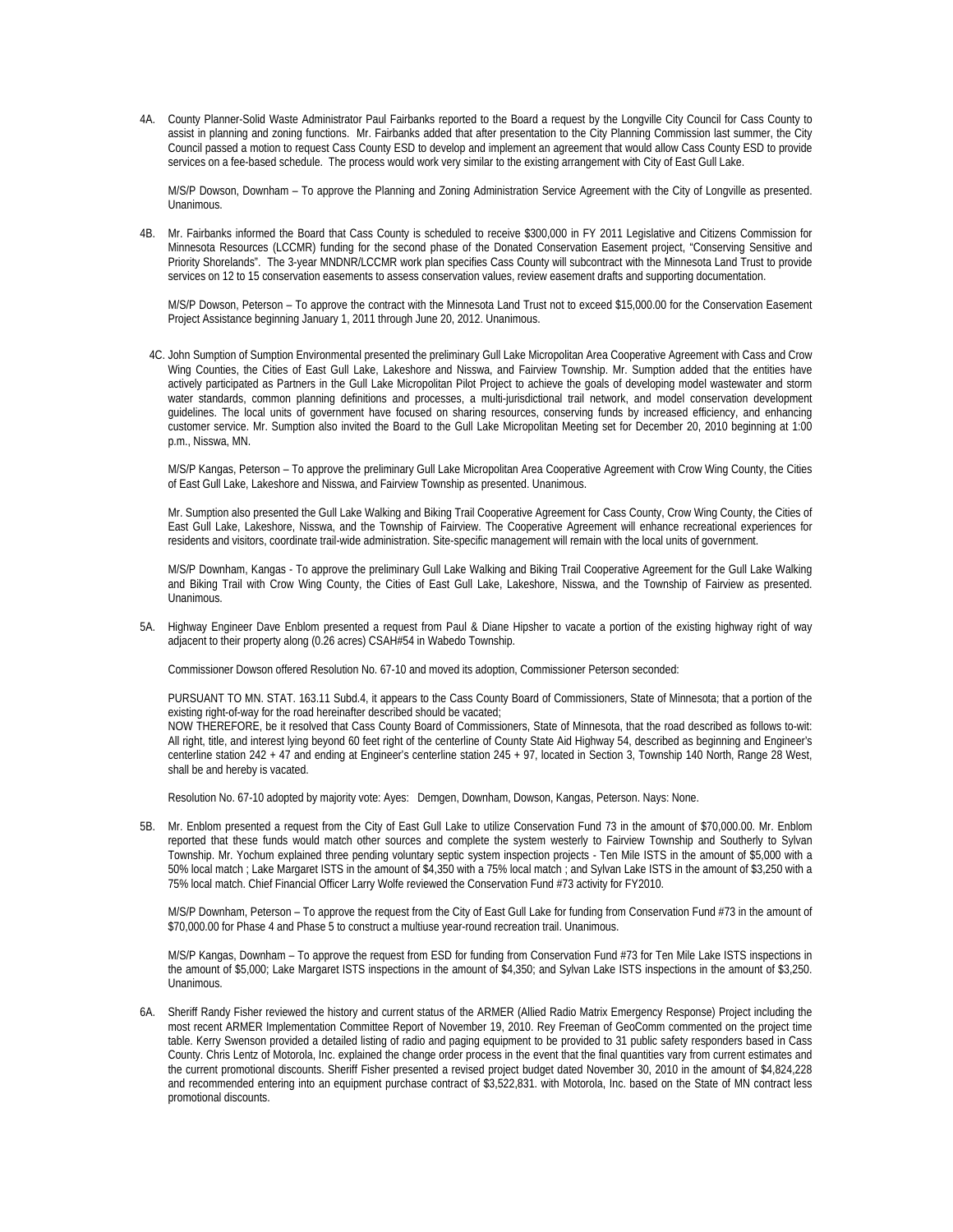4A. County Planner-Solid Waste Administrator Paul Fairbanks reported to the Board a request by the Longville City Council for Cass County to assist in planning and zoning functions. Mr. Fairbanks added that after presentation to the City Planning Commission last summer, the City Council passed a motion to request Cass County ESD to develop and implement an agreement that would allow Cass County ESD to provide services on a fee-based schedule. The process would work very similar to the existing arrangement with City of East Gull Lake.

M/S/P Dowson, Downham – To approve the Planning and Zoning Administration Service Agreement with the City of Longville as presented. Unanimous.

4B. Mr. Fairbanks informed the Board that Cass County is scheduled to receive $300,000 in FY 2011 Legislative and Citizens Commission for Minnesota Resources (LCCMR) funding for the second phase of the Donated Conservation Easement project, "Conserving Sensitive and Priority Shorelands". The 3-year MNDNR/LCCMR work plan specifies Cass County will subcontract with the Minnesota Land Trust to provide services on 12 to 15 conservation easements to assess conservation values, review easement drafts and supporting documentation.

M/S/P Dowson, Peterson – To approve the contract with the Minnesota Land Trust not to exceed $15,000.00 for the Conservation Easement Project Assistance beginning January 1, 2011 through June 20, 2012. Unanimous.

4C. John Sumption of Sumption Environmental presented the preliminary Gull Lake Micropolitan Area Cooperative Agreement with Cass and Crow Wing Counties, the Cities of East Gull Lake, Lakeshore and Nisswa, and Fairview Township. Mr. Sumption added that the entities have actively participated as Partners in the Gull Lake Micropolitan Pilot Project to achieve the goals of developing model wastewater and storm water standards, common planning definitions and processes, a multi-jurisdictional trail network, and model conservation development guidelines. The local units of government have focused on sharing resources, conserving funds by increased efficiency, and enhancing customer service. Mr. Sumption also invited the Board to the Gull Lake Micropolitan Meeting set for December 20, 2010 beginning at 1:00 p.m., Nisswa, MN.

M/S/P Kangas, Peterson – To approve the preliminary Gull Lake Micropolitan Area Cooperative Agreement with Crow Wing County, the Cities of East Gull Lake, Lakeshore and Nisswa, and Fairview Township as presented. Unanimous.

Mr. Sumption also presented the Gull Lake Walking and Biking Trail Cooperative Agreement for Cass County, Crow Wing County, the Cities of East Gull Lake, Lakeshore, Nisswa, and the Township of Fairview. The Cooperative Agreement will enhance recreational experiences for residents and visitors, coordinate trail-wide administration. Site-specific management will remain with the local units of government.

M/S/P Downham, Kangas - To approve the preliminary Gull Lake Walking and Biking Trail Cooperative Agreement for the Gull Lake Walking and Biking Trail with Crow Wing County, the Cities of East Gull Lake, Lakeshore, Nisswa, and the Township of Fairview as presented. Unanimous.

5A. Highway Engineer Dave Enblom presented a request from Paul & Diane Hipsher to vacate a portion of the existing highway right of way adjacent to their property along (0.26 acres) CSAH#54 in Wabedo Township.

Commissioner Dowson offered Resolution No. 67-10 and moved its adoption, Commissioner Peterson seconded:

PURSUANT TO MN. STAT. 163.11 Subd.4, it appears to the Cass County Board of Commissioners, State of Minnesota; that a portion of the existing right-of-way for the road hereinafter described should be vacated;
NOW THEREFORE, be it resolved that Cass County Board of Commissioners, State of Minnesota, that the road described as follows to-wit: All right, title, and interest lying beyond 60 feet right of the centerline of County State Aid Highway 54, described as beginning and Engineer's centerline station 242 + 47 and ending at Engineer's centerline station 245 + 97, located in Section 3, Township 140 North, Range 28 West, shall be and hereby is vacated.

Resolution No. 67-10 adopted by majority vote: Ayes: Demgen, Downham, Dowson, Kangas, Peterson. Nays: None.

5B. Mr. Enblom presented a request from the City of East Gull Lake to utilize Conservation Fund 73 in the amount of $70,000.00. Mr. Enblom reported that these funds would match other sources and complete the system westerly to Fairview Township and Southerly to Sylvan Township. Mr. Yochum explained three pending voluntary septic system inspection projects - Ten Mile ISTS in the amount of $5,000 with a 50% local match ; Lake Margaret ISTS in the amount of $4,350 with a 75% local match ; and Sylvan Lake ISTS in the amount of $3,250 with a 75% local match. Chief Financial Officer Larry Wolfe reviewed the Conservation Fund #73 activity for FY2010.

M/S/P Downham, Peterson – To approve the request from the City of East Gull Lake for funding from Conservation Fund #73 in the amount of $70,000.00 for Phase 4 and Phase 5 to construct a multiuse year-round recreation trail. Unanimous.

M/S/P Kangas, Downham – To approve the request from ESD for funding from Conservation Fund #73 for Ten Mile Lake ISTS inspections in the amount of $5,000; Lake Margaret ISTS inspections in the amount of $4,350; and Sylvan Lake ISTS inspections in the amount of $3,250. Unanimous.

6A. Sheriff Randy Fisher reviewed the history and current status of the ARMER (Allied Radio Matrix Emergency Response) Project including the most recent ARMER Implementation Committee Report of November 19, 2010. Rey Freeman of GeoComm commented on the project time table. Kerry Swenson provided a detailed listing of radio and paging equipment to be provided to 31 public safety responders based in Cass County. Chris Lentz of Motorola, Inc. explained the change order process in the event that the final quantities vary from current estimates and the current promotional discounts. Sheriff Fisher presented a revised project budget dated November 30, 2010 in the amount of $4,824,228 and recommended entering into an equipment purchase contract of $3,522,831. with Motorola, Inc. based on the State of MN contract less promotional discounts.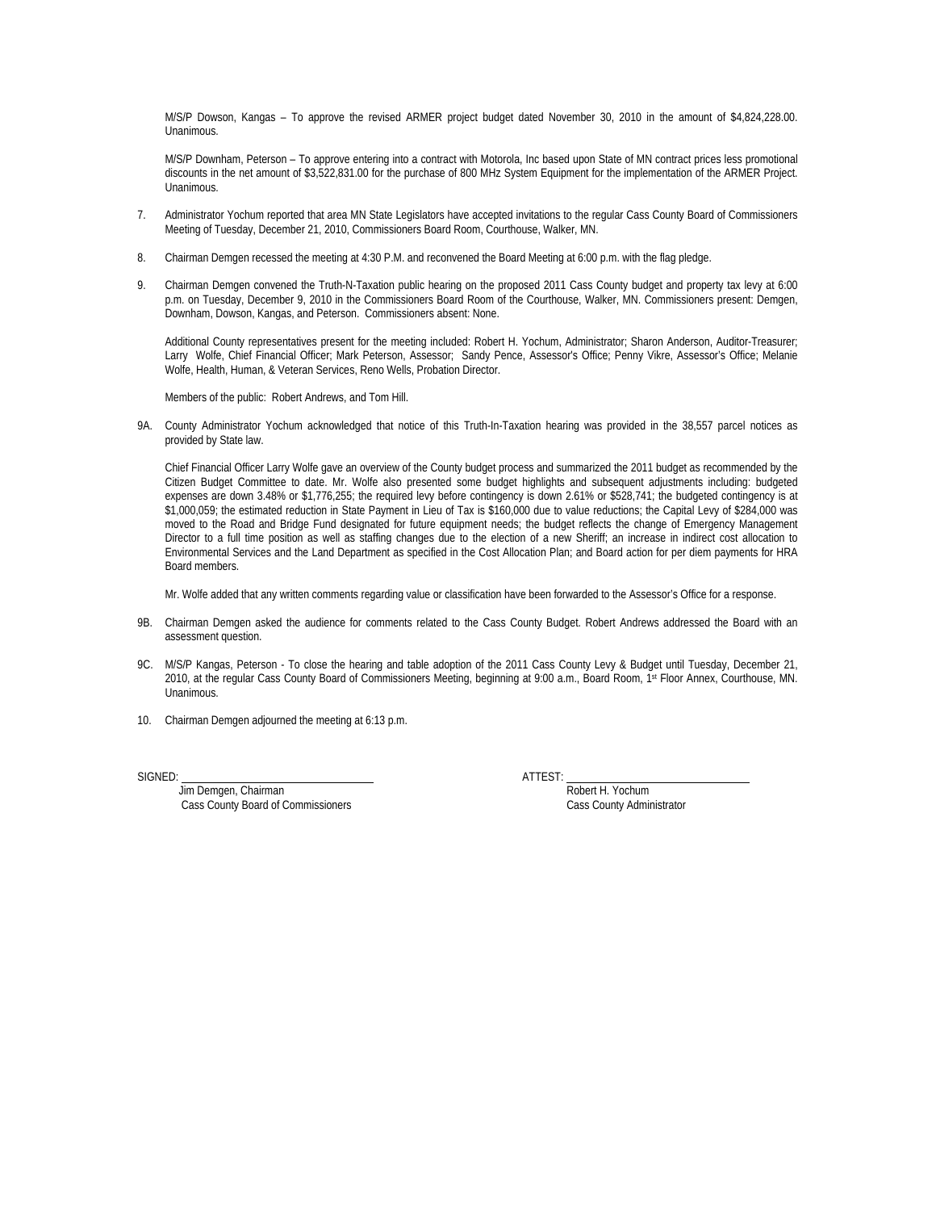M/S/P Dowson, Kangas – To approve the revised ARMER project budget dated November 30, 2010 in the amount of $4,824,228.00. Unanimous.

M/S/P Downham, Peterson – To approve entering into a contract with Motorola, Inc based upon State of MN contract prices less promotional discounts in the net amount of $3,522,831.00 for the purchase of 800 MHz System Equipment for the implementation of the ARMER Project. Unanimous.

7. Administrator Yochum reported that area MN State Legislators have accepted invitations to the regular Cass County Board of Commissioners Meeting of Tuesday, December 21, 2010, Commissioners Board Room, Courthouse, Walker, MN.

8. Chairman Demgen recessed the meeting at 4:30 P.M. and reconvened the Board Meeting at 6:00 p.m. with the flag pledge.

9. Chairman Demgen convened the Truth-N-Taxation public hearing on the proposed 2011 Cass County budget and property tax levy at 6:00 p.m. on Tuesday, December 9, 2010 in the Commissioners Board Room of the Courthouse, Walker, MN. Commissioners present: Demgen, Downham, Dowson, Kangas, and Peterson. Commissioners absent: None.

   Additional County representatives present for the meeting included: Robert H. Yochum, Administrator; Sharon Anderson, Auditor-Treasurer; Larry Wolfe, Chief Financial Officer; Mark Peterson, Assessor; Sandy Pence, Assessor's Office; Penny Vikre, Assessor's Office; Melanie Wolfe, Health, Human, & Veteran Services, Reno Wells, Probation Director.

   Members of the public: Robert Andrews, and Tom Hill.

9A. County Administrator Yochum acknowledged that notice of this Truth-In-Taxation hearing was provided in the 38,557 parcel notices as provided by State law.

   Chief Financial Officer Larry Wolfe gave an overview of the County budget process and summarized the 2011 budget as recommended by the Citizen Budget Committee to date. Mr. Wolfe also presented some budget highlights and subsequent adjustments including: budgeted expenses are down 3.48% or $1,776,255; the required levy before contingency is down 2.61% or $528,741; the budgeted contingency is at $1,000,059; the estimated reduction in State Payment in Lieu of Tax is $160,000 due to value reductions; the Capital Levy of $284,000 was moved to the Road and Bridge Fund designated for future equipment needs; the budget reflects the change of Emergency Management Director to a full time position as well as staffing changes due to the election of a new Sheriff; an increase in indirect cost allocation to Environmental Services and the Land Department as specified in the Cost Allocation Plan; and Board action for per diem payments for HRA Board members.

   Mr. Wolfe added that any written comments regarding value or classification have been forwarded to the Assessor's Office for a response.

9B. Chairman Demgen asked the audience for comments related to the Cass County Budget. Robert Andrews addressed the Board with an assessment question.

9C. M/S/P Kangas, Peterson - To close the hearing and table adoption of the 2011 Cass County Levy & Budget until Tuesday, December 21, 2010, at the regular Cass County Board of Commissioners Meeting, beginning at 9:00 a.m., Board Room, 1st Floor Annex, Courthouse, MN. Unanimous.

10. Chairman Demgen adjourned the meeting at 6:13 p.m.

SIGNED: ______________________________
Jim Demgen, Chairman
Cass County Board of Commissioners

ATTEST: ______________________________
Robert H. Yochum
Cass County Administrator